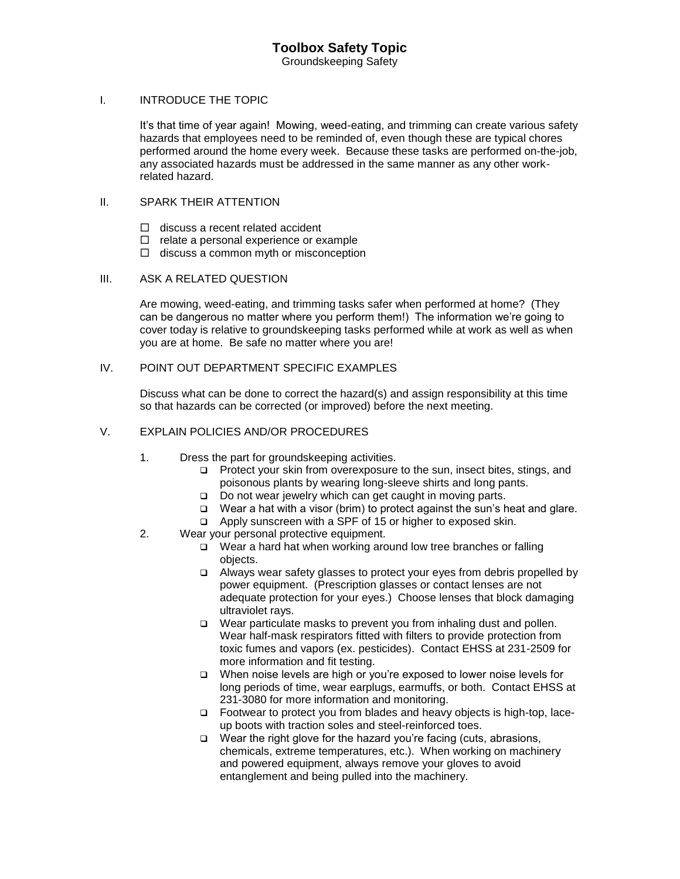# Toolbox Safety Topic

Groundskeeping Safety

## I. INTRODUCE THE TOPIC

It's that time of year again! Mowing, weed-eating, and trimming can create various safety hazards that employees need to be reminded of, even though these are typical chores performed around the home every week. Because these tasks are performed on-the-job, any associated hazards must be addressed in the same manner as any other work-related hazard.

## II. SPARK THEIR ATTENTION

- ☐ discuss a recent related accident
- ☐ relate a personal experience or example
- ☐ discuss a common myth or misconception

## III. ASK A RELATED QUESTION

Are mowing, weed-eating, and trimming tasks safer when performed at home? (They can be dangerous no matter where you perform them!) The information we're going to cover today is relative to groundskeeping tasks performed while at work as well as when you are at home. Be safe no matter where you are!

## IV. POINT OUT DEPARTMENT SPECIFIC EXAMPLES

Discuss what can be done to correct the hazard(s) and assign responsibility at this time so that hazards can be corrected (or improved) before the next meeting.

## V. EXPLAIN POLICIES AND/OR PROCEDURES

1. Dress the part for groundskeeping activities.
   - Protect your skin from overexposure to the sun, insect bites, stings, and poisonous plants by wearing long-sleeve shirts and long pants.
   - Do not wear jewelry which can get caught in moving parts.
   - Wear a hat with a visor (brim) to protect against the sun's heat and glare.
   - Apply sunscreen with a SPF of 15 or higher to exposed skin.
2. Wear your personal protective equipment.
   - Wear a hard hat when working around low tree branches or falling objects.
   - Always wear safety glasses to protect your eyes from debris propelled by power equipment. (Prescription glasses or contact lenses are not adequate protection for your eyes.) Choose lenses that block damaging ultraviolet rays.
   - Wear particulate masks to prevent you from inhaling dust and pollen. Wear half-mask respirators fitted with filters to provide protection from toxic fumes and vapors (ex. pesticides). Contact EHSS at 231-2509 for more information and fit testing.
   - When noise levels are high or you're exposed to lower noise levels for long periods of time, wear earplugs, earmuffs, or both. Contact EHSS at 231-3080 for more information and monitoring.
   - Footwear to protect you from blades and heavy objects is high-top, lace-up boots with traction soles and steel-reinforced toes.
   - Wear the right glove for the hazard you're facing (cuts, abrasions, chemicals, extreme temperatures, etc.). When working on machinery and powered equipment, always remove your gloves to avoid entanglement and being pulled into the machinery.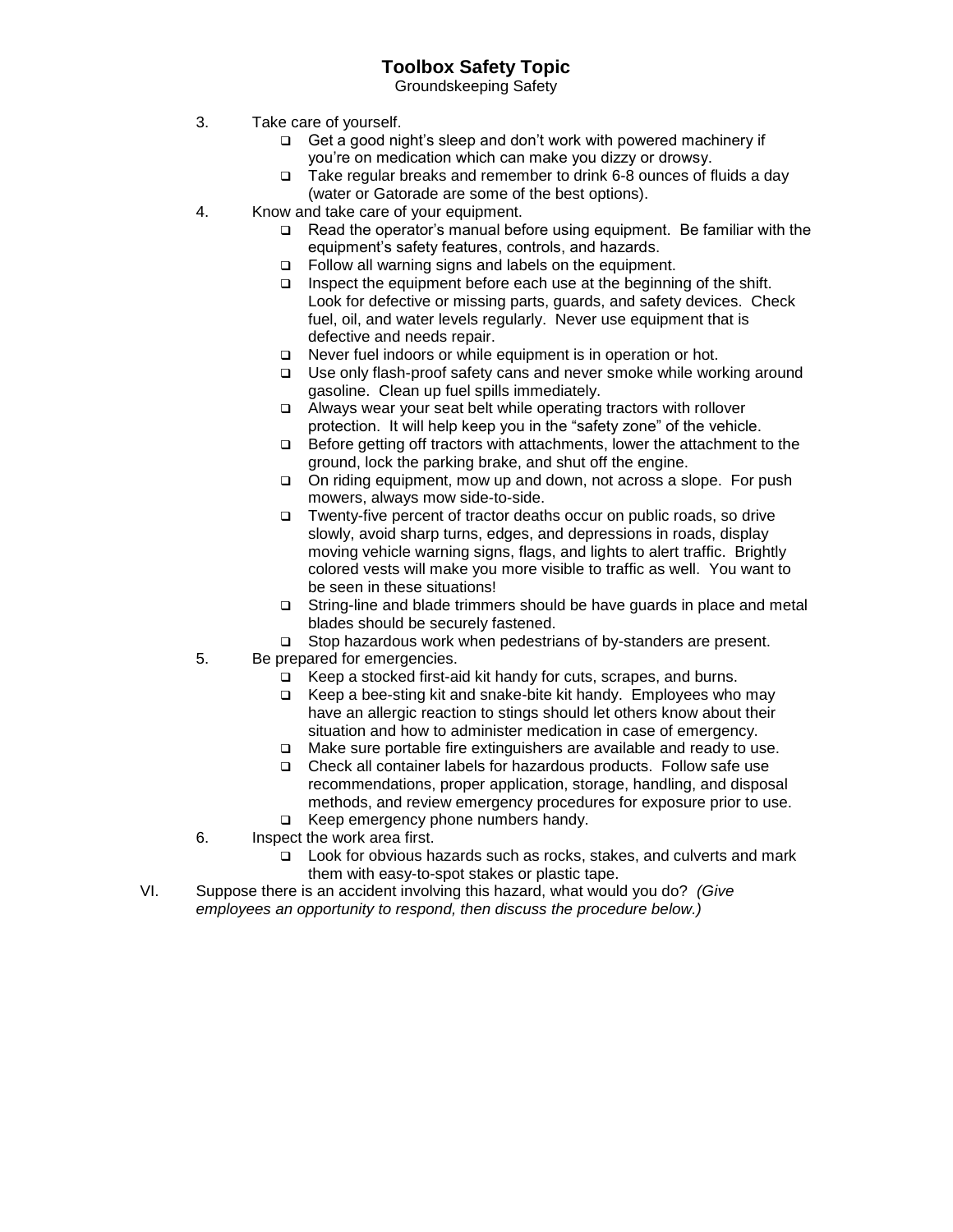# Toolbox Safety Topic

Groundskeeping Safety

3. Take care of yourself.
   - Get a good night's sleep and don't work with powered machinery if you're on medication which can make you dizzy or drowsy.
   - Take regular breaks and remember to drink 6-8 ounces of fluids a day (water or Gatorade are some of the best options).
4. Know and take care of your equipment.
   - Read the operator's manual before using equipment. Be familiar with the equipment's safety features, controls, and hazards.
   - Follow all warning signs and labels on the equipment.
   - Inspect the equipment before each use at the beginning of the shift. Look for defective or missing parts, guards, and safety devices. Check fuel, oil, and water levels regularly. Never use equipment that is defective and needs repair.
   - Never fuel indoors or while equipment is in operation or hot.
   - Use only flash-proof safety cans and never smoke while working around gasoline. Clean up fuel spills immediately.
   - Always wear your seat belt while operating tractors with rollover protection. It will help keep you in the "safety zone" of the vehicle.
   - Before getting off tractors with attachments, lower the attachment to the ground, lock the parking brake, and shut off the engine.
   - On riding equipment, mow up and down, not across a slope. For push mowers, always mow side-to-side.
   - Twenty-five percent of tractor deaths occur on public roads, so drive slowly, avoid sharp turns, edges, and depressions in roads, display moving vehicle warning signs, flags, and lights to alert traffic. Brightly colored vests will make you more visible to traffic as well. You want to be seen in these situations!
   - String-line and blade trimmers should be have guards in place and metal blades should be securely fastened.
   - Stop hazardous work when pedestrians of by-standers are present.
5. Be prepared for emergencies.
   - Keep a stocked first-aid kit handy for cuts, scrapes, and burns.
   - Keep a bee-sting kit and snake-bite kit handy. Employees who may have an allergic reaction to stings should let others know about their situation and how to administer medication in case of emergency.
   - Make sure portable fire extinguishers are available and ready to use.
   - Check all container labels for hazardous products. Follow safe use recommendations, proper application, storage, handling, and disposal methods, and review emergency procedures for exposure prior to use.
   - Keep emergency phone numbers handy.
6. Inspect the work area first.
   - Look for obvious hazards such as rocks, stakes, and culverts and mark them with easy-to-spot stakes or plastic tape.

VI. Suppose there is an accident involving this hazard, what would you do? *(Give employees an opportunity to respond, then discuss the procedure below.)*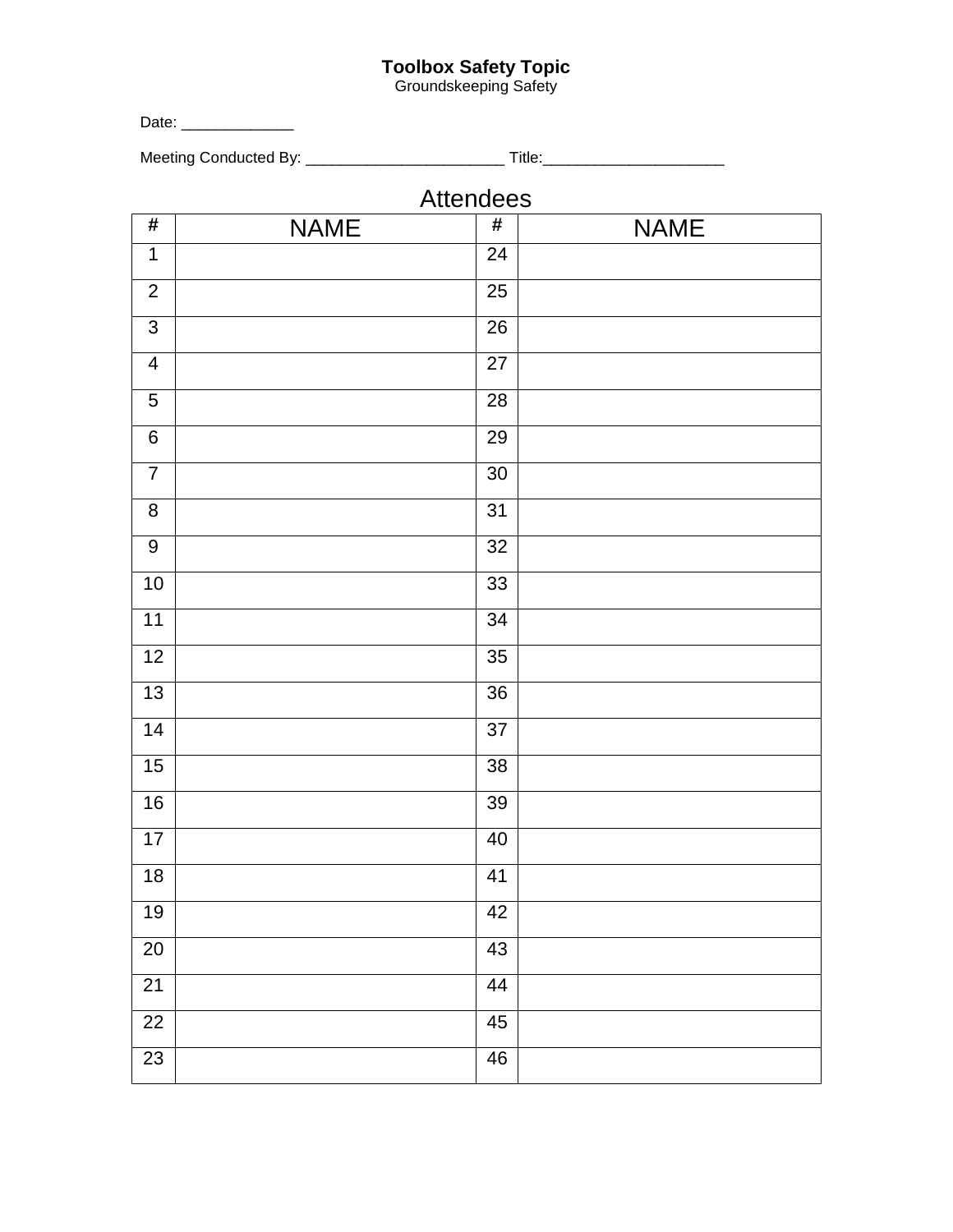**Toolbox Safety Topic**

Groundskeeping Safety

Date: _____________

Meeting Conducted By: _______________________ Title:_____________________

## Attendees

| # | NAME | # | NAME |
|---|---|---|---|
| 1 | | 24 | |
| 2 | | 25 | |
| 3 | | 26 | |
| 4 | | 27 | |
| 5 | | 28 | |
| 6 | | 29 | |
| 7 | | 30 | |
| 8 | | 31 | |
| 9 | | 32 | |
| 10 | | 33 | |
| 11 | | 34 | |
| 12 | | 35 | |
| 13 | | 36 | |
| 14 | | 37 | |
| 15 | | 38 | |
| 16 | | 39 | |
| 17 | | 40 | |
| 18 | | 41 | |
| 19 | | 42 | |
| 20 | | 43 | |
| 21 | | 44 | |
| 22 | | 45 | |
| 23 | | 46 | |